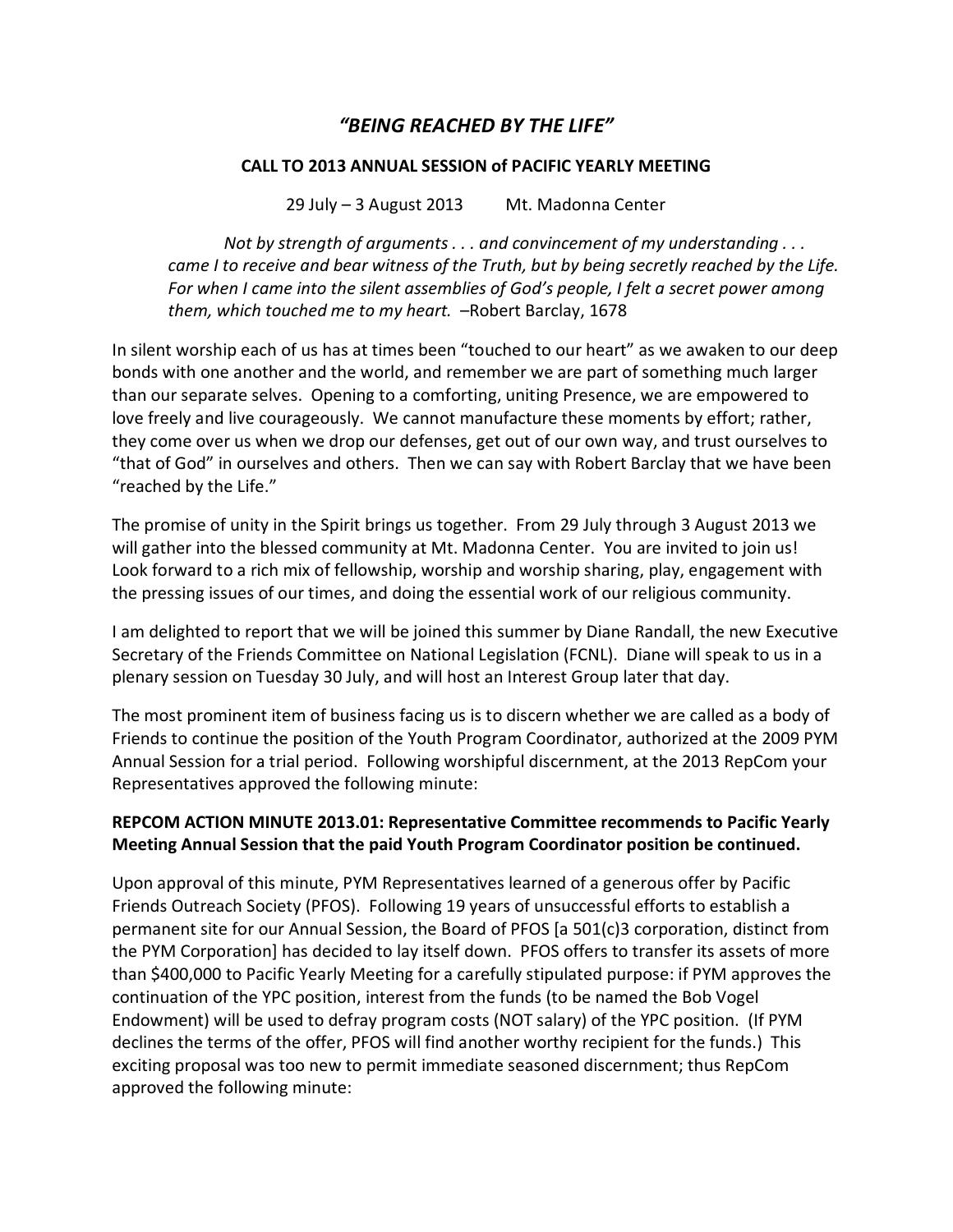# *"BEING REACHED BY THE LIFE"*

**CALL TO 2013 ANNUAL SESSION of PACIFIC YEARLY MEETING**

29 July – 3 August 2013 Mt. Madonna Center

> *Not by strength of arguments . . . and convincement of my understanding . . . came I to receive and bear witness of the Truth, but by being secretly reached by the Life. For when I came into the silent assemblies of God's people, I felt a secret power among them, which touched me to my heart.* –Robert Barclay, 1678

In silent worship each of us has at times been "touched to our heart" as we awaken to our deep bonds with one another and the world, and remember we are part of something much larger than our separate selves. Opening to a comforting, uniting Presence, we are empowered to love freely and live courageously. We cannot manufacture these moments by effort; rather, they come over us when we drop our defenses, get out of our own way, and trust ourselves to "that of God" in ourselves and others. Then we can say with Robert Barclay that we have been "reached by the Life."

The promise of unity in the Spirit brings us together. From 29 July through 3 August 2013 we will gather into the blessed community at Mt. Madonna Center. You are invited to join us! Look forward to a rich mix of fellowship, worship and worship sharing, play, engagement with the pressing issues of our times, and doing the essential work of our religious community.

I am delighted to report that we will be joined this summer by Diane Randall, the new Executive Secretary of the Friends Committee on National Legislation (FCNL). Diane will speak to us in a plenary session on Tuesday 30 July, and will host an Interest Group later that day.

The most prominent item of business facing us is to discern whether we are called as a body of Friends to continue the position of the Youth Program Coordinator, authorized at the 2009 PYM Annual Session for a trial period. Following worshipful discernment, at the 2013 RepCom your Representatives approved the following minute:

**REPCOM ACTION MINUTE 2013.01: Representative Committee recommends to Pacific Yearly Meeting Annual Session that the paid Youth Program Coordinator position be continued.**

Upon approval of this minute, PYM Representatives learned of a generous offer by Pacific Friends Outreach Society (PFOS). Following 19 years of unsuccessful efforts to establish a permanent site for our Annual Session, the Board of PFOS [a 501(c)3 corporation, distinct from the PYM Corporation] has decided to lay itself down. PFOS offers to transfer its assets of more than $400,000 to Pacific Yearly Meeting for a carefully stipulated purpose: if PYM approves the continuation of the YPC position, interest from the funds (to be named the Bob Vogel Endowment) will be used to defray program costs (NOT salary) of the YPC position. (If PYM declines the terms of the offer, PFOS will find another worthy recipient for the funds.) This exciting proposal was too new to permit immediate seasoned discernment; thus RepCom approved the following minute: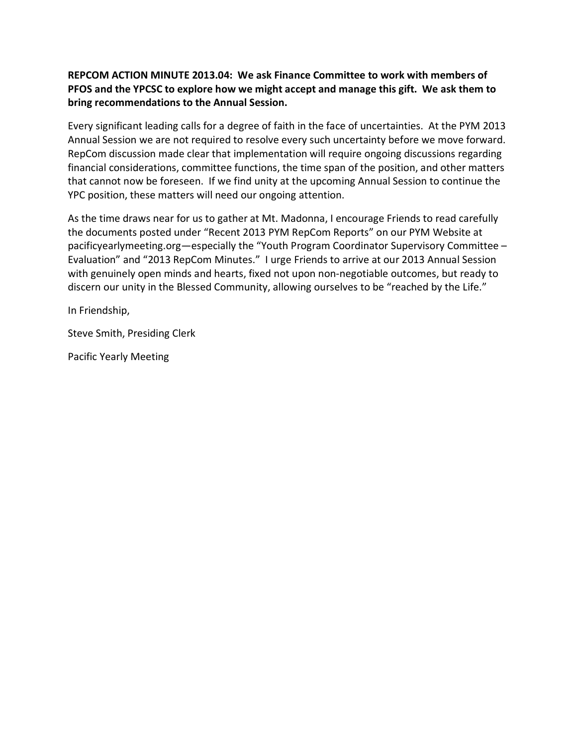**REPCOM ACTION MINUTE 2013.04: We ask Finance Committee to work with members of PFOS and the YPCSC to explore how we might accept and manage this gift. We ask them to bring recommendations to the Annual Session.**

Every significant leading calls for a degree of faith in the face of uncertainties. At the PYM 2013 Annual Session we are not required to resolve every such uncertainty before we move forward. RepCom discussion made clear that implementation will require ongoing discussions regarding financial considerations, committee functions, the time span of the position, and other matters that cannot now be foreseen. If we find unity at the upcoming Annual Session to continue the YPC position, these matters will need our ongoing attention.

As the time draws near for us to gather at Mt. Madonna, I encourage Friends to read carefully the documents posted under "Recent 2013 PYM RepCom Reports" on our PYM Website at pacificyearlymeeting.org—especially the "Youth Program Coordinator Supervisory Committee – Evaluation" and "2013 RepCom Minutes." I urge Friends to arrive at our 2013 Annual Session with genuinely open minds and hearts, fixed not upon non-negotiable outcomes, but ready to discern our unity in the Blessed Community, allowing ourselves to be "reached by the Life."

In Friendship,

Steve Smith, Presiding Clerk

Pacific Yearly Meeting